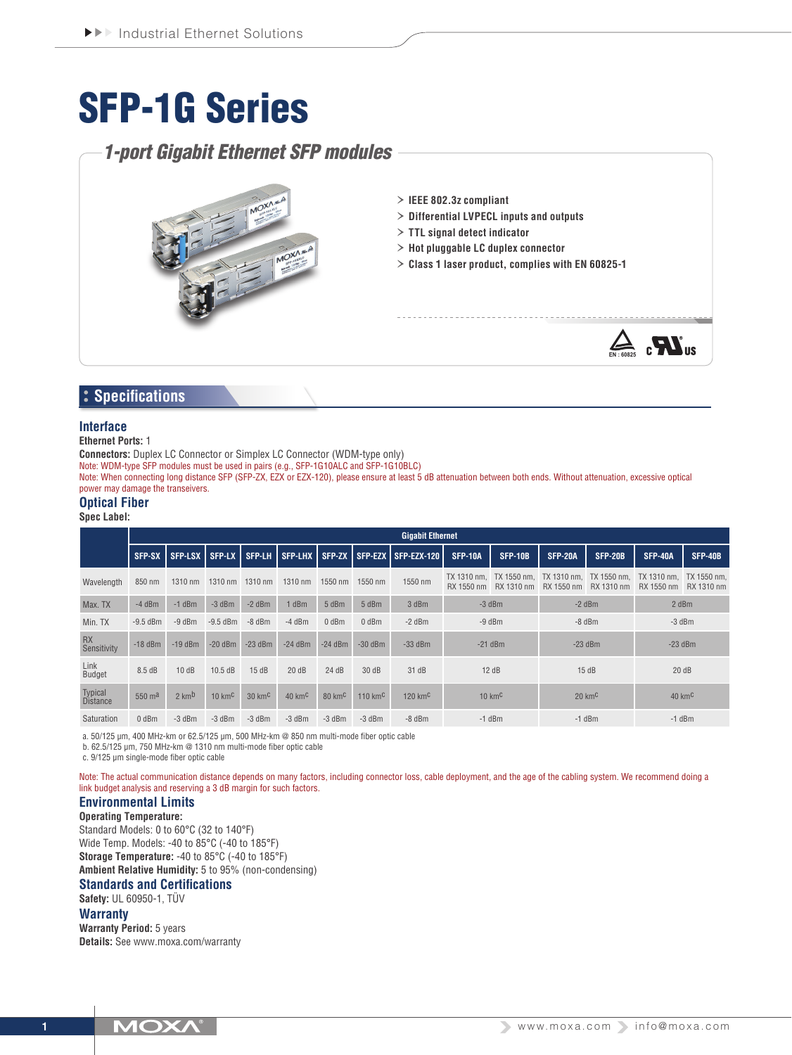# SFP-1G Series

## 1-port Gigabit Ethernet SFP modules

- IEEE 802.3z compliant
- Differential LVPECL inputs and outputs
- TTL signal detect indicator
- Hot pluggable LC duplex connector
- Class 1 laser product, complies with EN 60825-1

## Specifications

### Interface

**Ethernet Ports:** 1

**Connectors:** Duplex LC Connector or Simplex LC Connector (WDM-type only)

Note: WDM-type SFP modules must be used in pairs (e.g., SFP-1G10ALC and SFP-1G10BLC)

Note: When connecting long distance SFP (SFP-ZX, EZX or EZX-120), please ensure at least 5 dB attenuation between both ends. Without attenuation, excessive optical power may damage the transeivers.

### Optical Fiber

**Spec Label:**

| | Gigabit Ethernet | | | | | | | | | | | | | |
|---|---|---|---|---|---|---|---|---|---|---|---|---|---|---|
| | SFP-SX | SFP-LSX | SFP-LX | SFP-LH | SFP-LHX | SFP-ZX | SFP-EZX | SFP-EZX-120 | SFP-10A | SFP-10B | SFP-20A | SFP-20B | SFP-40A | SFP-40B |
| Wavelength | 850 nm | 1310 nm | 1310 nm | 1310 nm | 1310 nm | 1550 nm | 1550 nm | 1550 nm | TX 1310 nm, RX 1550 nm | TX 1550 nm, RX 1310 nm | TX 1310 nm, RX 1550 nm | TX 1550 nm, RX 1310 nm | TX 1310 nm, RX 1550 nm | TX 1550 nm, RX 1310 nm |
| Max. TX | -4 dBm | -1 dBm | -3 dBm | -2 dBm | 1 dBm | 5 dBm | 5 dBm | 3 dBm | -3 dBm | | -2 dBm | | 2 dBm | |
| Min. TX | -9.5 dBm | -9 dBm | -9.5 dBm | -8 dBm | -4 dBm | 0 dBm | 0 dBm | -2 dBm | -9 dBm | | -8 dBm | | -3 dBm | |
| RX Sensitivity | -18 dBm | -19 dBm | -20 dBm | -23 dBm | -24 dBm | -24 dBm | -30 dBm | -33 dBm | -21 dBm | | -23 dBm | | -23 dBm | |
| Link Budget | 8.5 dB | 10 dB | 10.5 dB | 15 dB | 20 dB | 24 dB | 30 dB | 31 dB | 12 dB | | 15 dB | | 20 dB | |
| Typical Distance | 550 m[a] | 2 km[b] | 10 km[c] | 30 km[c] | 40 km[c] | 80 km[c] | 110 km[c] | 120 km[c] | 10 km[c] | | 20 km[c] | | 40 km[c] | |
| Saturation | 0 dBm | -3 dBm | -3 dBm | -3 dBm | -3 dBm | -3 dBm | -3 dBm | -8 dBm | -1 dBm | | -1 dBm | | -1 dBm | |

a. 50/125 μm, 400 MHz-km or 62.5/125 μm, 500 MHz-km @ 850 nm multi-mode fiber optic cable
b. 62.5/125 μm, 750 MHz-km @ 1310 nm multi-mode fiber optic cable
c. 9/125 μm single-mode fiber optic cable

Note: The actual communication distance depends on many factors, including connector loss, cable deployment, and the age of the cabling system. We recommend doing a link budget analysis and reserving a 3 dB margin for such factors.

### Environmental Limits

**Operating Temperature:**
Standard Models: 0 to 60°C (32 to 140°F)
Wide Temp. Models: -40 to 85°C (-40 to 185°F)

**Storage Temperature:** -40 to 85°C (-40 to 185°F)

**Ambient Relative Humidity:** 5 to 95% (non-condensing)

### Standards and Certifications

**Safety:** UL 60950-1, TÜV

### Warranty

**Warranty Period:** 5 years

**Details:** See www.moxa.com/warranty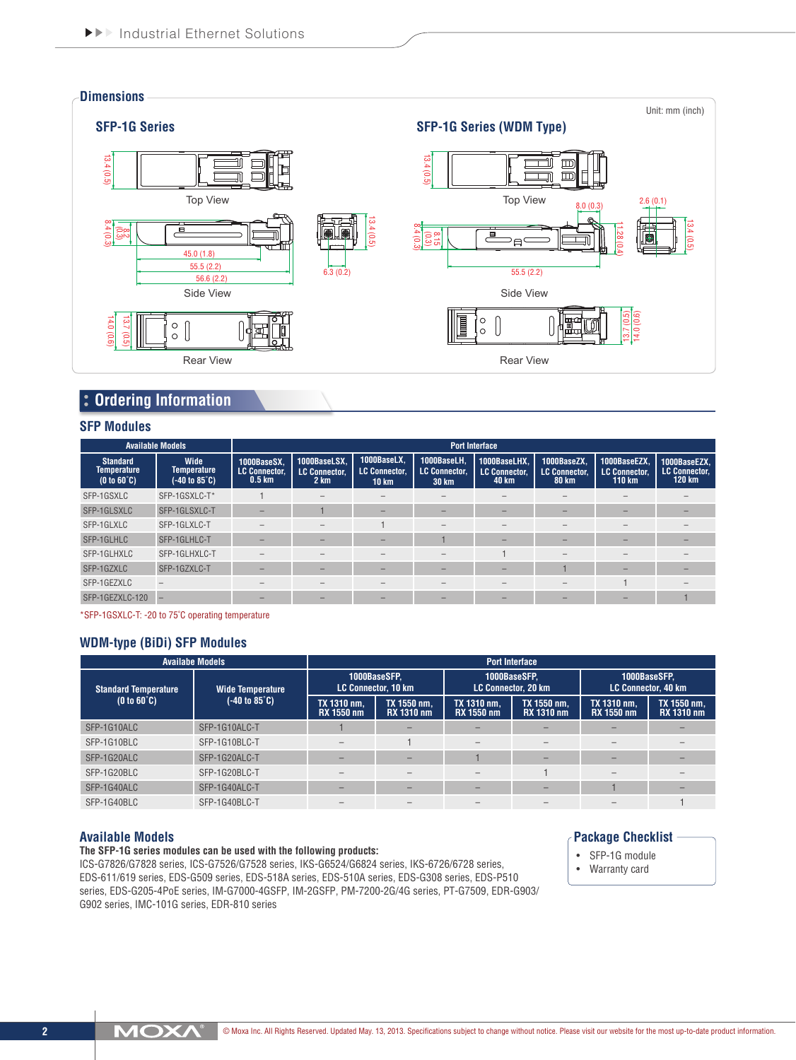## Dimensions

Unit: mm (inch)

### SFP-1G Series

13.4 (0.5)

Top View

8.4 (0.3)
8.2 (0.3)
45.0 (1.8)
55.5 (2.2)
56.6 (2.2)

Side View

13.4 (0.5)
6.3 (0.2)

14.0 (0.6)
13.7 (0.5)

Rear View

### SFP-1G Series (WDM Type)

13.4 (0.5)

Top View

8.0 (0.3)
2.6 (0.1)
8.4 (0.3)
8.15 (0.3)
11.28 (0.4)
13.4 (0.5)
55.5 (2.2)

Side View

13.7 (0.5)
14.0 (0.6)

Rear View

## Ordering Information

### SFP Modules

| Available Models | | Port Interface | | | | | | | |
|---|---|---|---|---|---|---|---|---|---|
| Standard Temperature (0 to 60°C) | Wide Temperature (-40 to 85°C) | 1000BaseSX, LC Connector, 0.5 km | 1000BaseLSX, LC Connector, 2 km | 1000BaseLX, LC Connector, 10 km | 1000BaseLH, LC Connector, 30 km | 1000BaseLHX, LC Connector, 40 km | 1000BaseZX, LC Connector, 80 km | 1000BaseEZX, LC Connector, 110 km | 1000BaseEZX, LC Connector, 120 km |
| SFP-1GSXLC | SFP-1GSXLC-T* | 1 | – | – | – | – | – | – | – |
| SFP-1GLSXLC | SFP-1GLSXLC-T | – | 1 | – | – | – | – | – | – |
| SFP-1GLXLC | SFP-1GLXLC-T | – | – | 1 | – | – | – | – | – |
| SFP-1GLHLC | SFP-1GLHLC-T | – | – | – | 1 | – | – | – | – |
| SFP-1GLHXLC | SFP-1GLHXLC-T | – | – | – | – | 1 | – | – | – |
| SFP-1GZXLC | SFP-1GZXLC-T | – | – | – | – | – | 1 | – | – |
| SFP-1GEZXLC | – | – | – | – | – | – | – | 1 | – |
| SFP-1GEZXLC-120 | – | – | – | – | – | – | – | – | 1 |

*SFP-1GSXLC-T: -20 to 75°C operating temperature

### WDM-type (BiDi) SFP Modules

| Availabe Models | | Port Interface | | | | | |
|---|---|---|---|---|---|---|---|
| Standard Temperature (0 to 60°C) | Wide Temperature (-40 to 85°C) | 1000BaseSFP, LC Connector, 10 km | | 1000BaseSFP, LC Connector, 20 km | | 1000BaseSFP, LC Connector, 40 km | |
| | | TX 1310 nm, RX 1550 nm | TX 1550 nm, RX 1310 nm | TX 1310 nm, RX 1550 nm | TX 1550 nm, RX 1310 nm | TX 1310 nm, RX 1550 nm | TX 1550 nm, RX 1310 nm |
| SFP-1G10ALC | SFP-1G10ALC-T | 1 | – | – | – | – | – |
| SFP-1G10BLC | SFP-1G10BLC-T | – | 1 | – | – | – | – |
| SFP-1G20ALC | SFP-1G20ALC-T | – | – | 1 | – | – | – |
| SFP-1G20BLC | SFP-1G20BLC-T | – | – | – | 1 | – | – |
| SFP-1G40ALC | SFP-1G40ALC-T | – | – | – | – | 1 | – |
| SFP-1G40BLC | SFP-1G40BLC-T | – | – | – | – | – | 1 |

### Available Models

**The SFP-1G series modules can be used with the following products:**

ICS-G7826/G7828 series, ICS-G7526/G7528 series, IKS-G6524/G6824 series, IKS-6726/6728 series, EDS-611/619 series, EDS-G509 series, EDS-518A series, EDS-510A series, EDS-G308 series, EDS-P510 series, EDS-G205-4PoE series, IM-G7000-4GSFP, IM-2GSFP, PM-7200-2G/4G series, PT-G7509, EDR-G903/G902 series, IMC-101G series, EDR-810 series

### Package Checklist

- SFP-1G module
- Warranty card